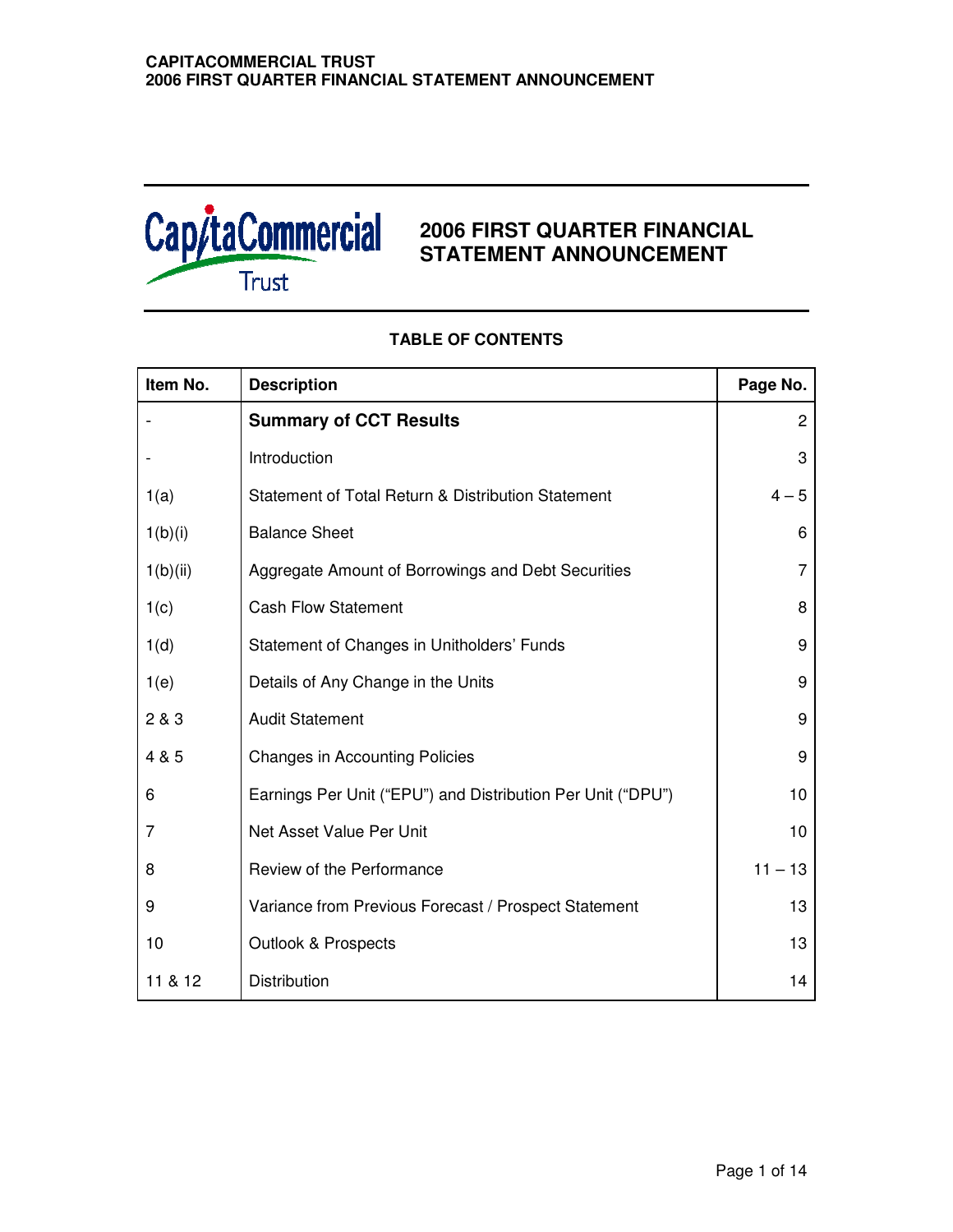# 2006 FIRST QUARTER FINANCIAL STATEMENT ANNOUNCEMENT

**TABLE OF CONTENTS**

| Item No. | Description | Page No. |
|---|---|---|
| - | **Summary of CCT Results** | 2 |
| - | Introduction | 3 |
| 1(a) | Statement of Total Return & Distribution Statement | 4 – 5 |
| 1(b)(i) | Balance Sheet | 6 |
| 1(b)(ii) | Aggregate Amount of Borrowings and Debt Securities | 7 |
| 1(c) | Cash Flow Statement | 8 |
| 1(d) | Statement of Changes in Unitholders' Funds | 9 |
| 1(e) | Details of Any Change in the Units | 9 |
| 2 & 3 | Audit Statement | 9 |
| 4 & 5 | Changes in Accounting Policies | 9 |
| 6 | Earnings Per Unit ("EPU") and Distribution Per Unit ("DPU") | 10 |
| 7 | Net Asset Value Per Unit | 10 |
| 8 | Review of the Performance | 11 – 13 |
| 9 | Variance from Previous Forecast / Prospect Statement | 13 |
| 10 | Outlook & Prospects | 13 |
| 11 & 12 | Distribution | 14 |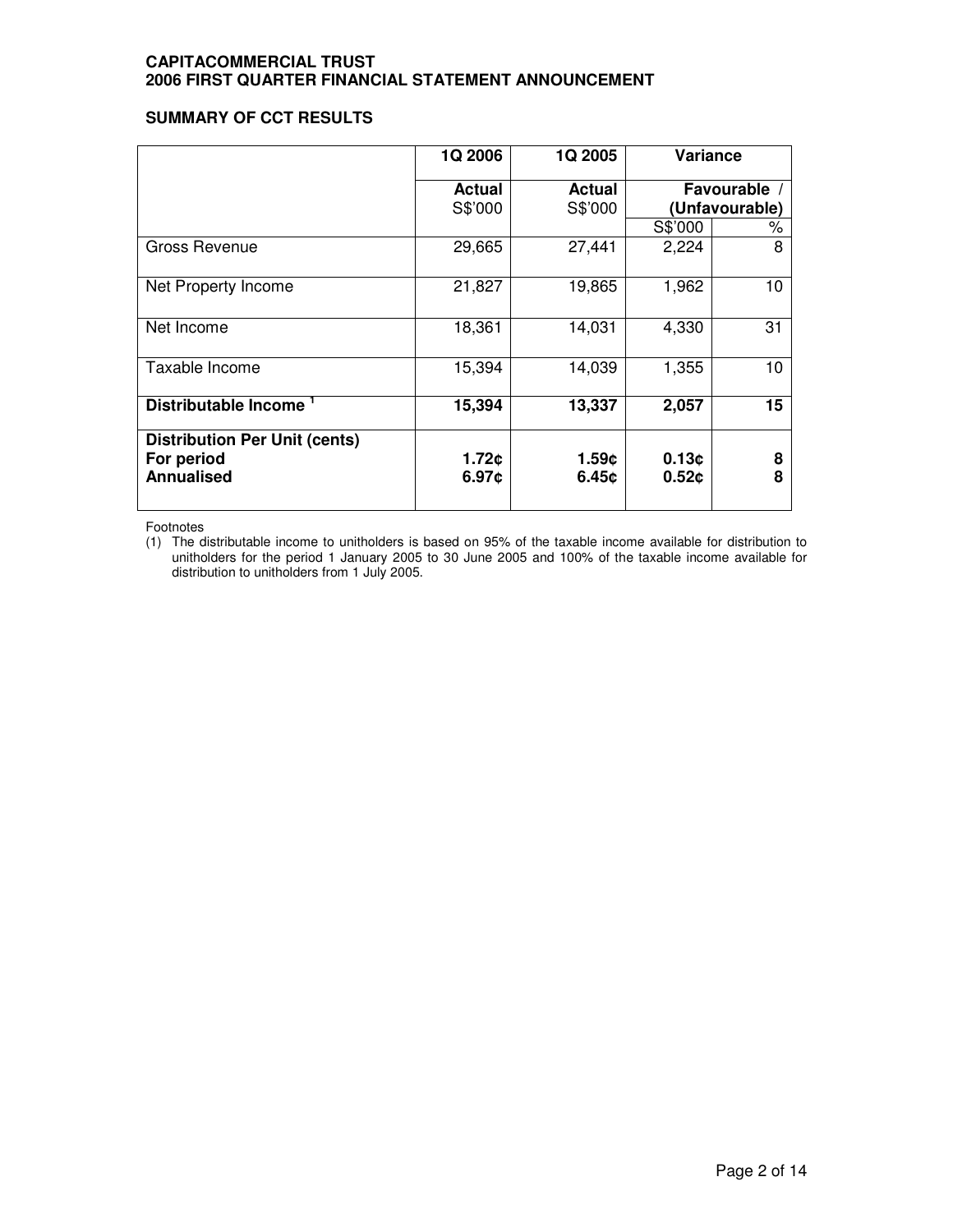**CAPITACOMMERCIAL TRUST**
**2006 FIRST QUARTER FINANCIAL STATEMENT ANNOUNCEMENT**

## SUMMARY OF CCT RESULTS

| | 1Q 2006 | 1Q 2005 | Variance | |
|---|---|---|---|---|
| | **Actual** S$'000 | **Actual** S$'000 | **Favourable / (Unfavourable)** | |
| | | | S$'000 | % |
| Gross Revenue | 29,665 | 27,441 | 2,224 | 8 |
| Net Property Income | 21,827 | 19,865 | 1,962 | 10 |
| Net Income | 18,361 | 14,031 | 4,330 | 31 |
| Taxable Income | 15,394 | 14,039 | 1,355 | 10 |
| **Distributable Income [1]** | **15,394** | **13,337** | **2,057** | **15** |
| **Distribution Per Unit (cents)** | | | | |
| **For period** | **1.72¢** | **1.59¢** | **0.13¢** | **8** |
| **Annualised** | **6.97¢** | **6.45¢** | **0.52¢** | **8** |

Footnotes

(1) The distributable income to unitholders is based on 95% of the taxable income available for distribution to unitholders for the period 1 January 2005 to 30 June 2005 and 100% of the taxable income available for distribution to unitholders from 1 July 2005.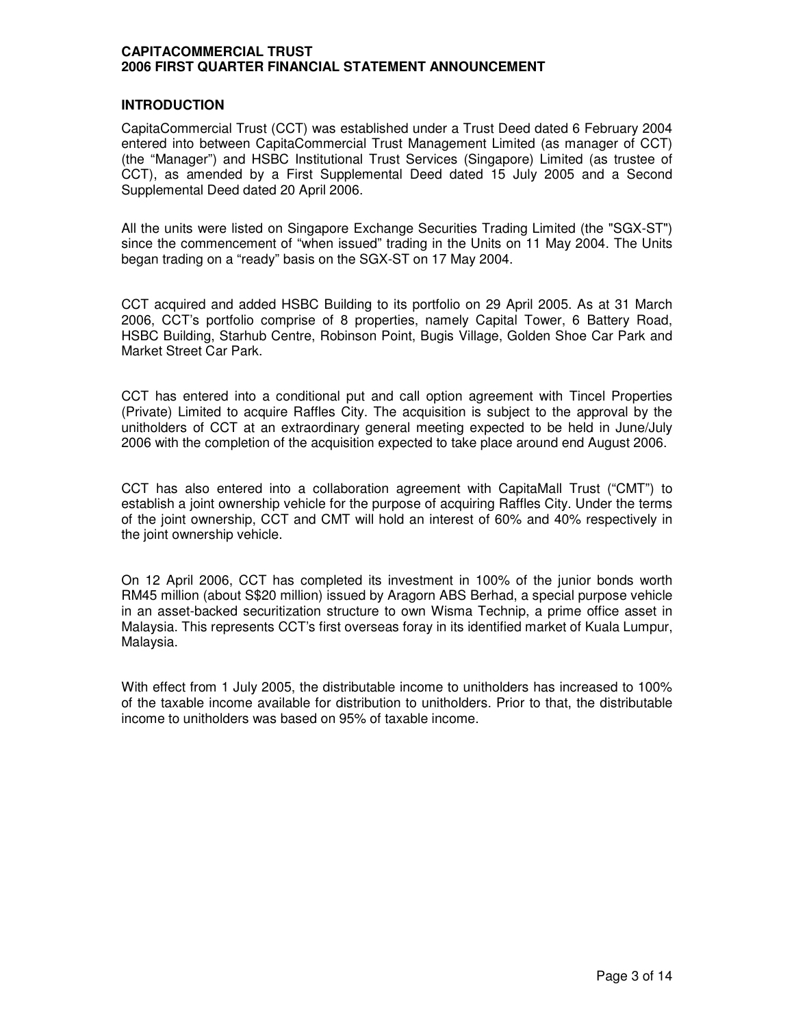## INTRODUCTION

CapitaCommercial Trust (CCT) was established under a Trust Deed dated 6 February 2004 entered into between CapitaCommercial Trust Management Limited (as manager of CCT) (the "Manager") and HSBC Institutional Trust Services (Singapore) Limited (as trustee of CCT), as amended by a First Supplemental Deed dated 15 July 2005 and a Second Supplemental Deed dated 20 April 2006.

All the units were listed on Singapore Exchange Securities Trading Limited (the "SGX-ST") since the commencement of "when issued" trading in the Units on 11 May 2004. The Units began trading on a "ready" basis on the SGX-ST on 17 May 2004.

CCT acquired and added HSBC Building to its portfolio on 29 April 2005. As at 31 March 2006, CCT's portfolio comprise of 8 properties, namely Capital Tower, 6 Battery Road, HSBC Building, Starhub Centre, Robinson Point, Bugis Village, Golden Shoe Car Park and Market Street Car Park.

CCT has entered into a conditional put and call option agreement with Tincel Properties (Private) Limited to acquire Raffles City. The acquisition is subject to the approval by the unitholders of CCT at an extraordinary general meeting expected to be held in June/July 2006 with the completion of the acquisition expected to take place around end August 2006.

CCT has also entered into a collaboration agreement with CapitaMall Trust ("CMT") to establish a joint ownership vehicle for the purpose of acquiring Raffles City. Under the terms of the joint ownership, CCT and CMT will hold an interest of 60% and 40% respectively in the joint ownership vehicle.

On 12 April 2006, CCT has completed its investment in 100% of the junior bonds worth RM45 million (about S$20 million) issued by Aragorn ABS Berhad, a special purpose vehicle in an asset-backed securitization structure to own Wisma Technip, a prime office asset in Malaysia. This represents CCT's first overseas foray in its identified market of Kuala Lumpur, Malaysia.

With effect from 1 July 2005, the distributable income to unitholders has increased to 100% of the taxable income available for distribution to unitholders. Prior to that, the distributable income to unitholders was based on 95% of taxable income.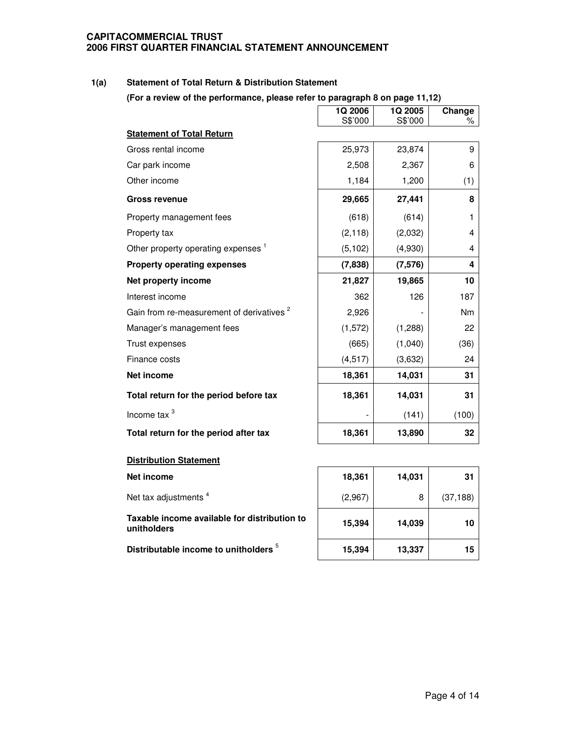**CAPITACOMMERCIAL TRUST**
**2006 FIRST QUARTER FINANCIAL STATEMENT ANNOUNCEMENT**

## 1(a) Statement of Total Return & Distribution Statement

**(For a review of the performance, please refer to paragraph 8 on page 11,12)**

| | 1Q 2006 S$'000 | 1Q 2005 S$'000 | Change % |
|---|---|---|---|
| **Statement of Total Return** | | | |
| Gross rental income | 25,973 | 23,874 | 9 |
| Car park income | 2,508 | 2,367 | 6 |
| Other income | 1,184 | 1,200 | (1) |
| **Gross revenue** | **29,665** | **27,441** | **8** |
| Property management fees | (618) | (614) | 1 |
| Property tax | (2,118) | (2,032) | 4 |
| Other property operating expenses [1] | (5,102) | (4,930) | 4 |
| **Property operating expenses** | **(7,838)** | **(7,576)** | **4** |
| **Net property income** | **21,827** | **19,865** | **10** |
| Interest income | 362 | 126 | 187 |
| Gain from re-measurement of derivatives [2] | 2,926 | - | Nm |
| Manager's management fees | (1,572) | (1,288) | 22 |
| Trust expenses | (665) | (1,040) | (36) |
| Finance costs | (4,517) | (3,632) | 24 |
| **Net income** | **18,361** | **14,031** | **31** |
| **Total return for the period before tax** | **18,361** | **14,031** | **31** |
| Income tax [3] | - | (141) | (100) |
| **Total return for the period after tax** | **18,361** | **13,890** | **32** |
| **Distribution Statement** | | | |
| **Net income** | **18,361** | **14,031** | **31** |
| Net tax adjustments [4] | (2,967) | 8 | (37,188) |
| **Taxable income available for distribution to unitholders** | **15,394** | **14,039** | **10** |
| **Distributable income to unitholders** [5] | **15,394** | **13,337** | **15** |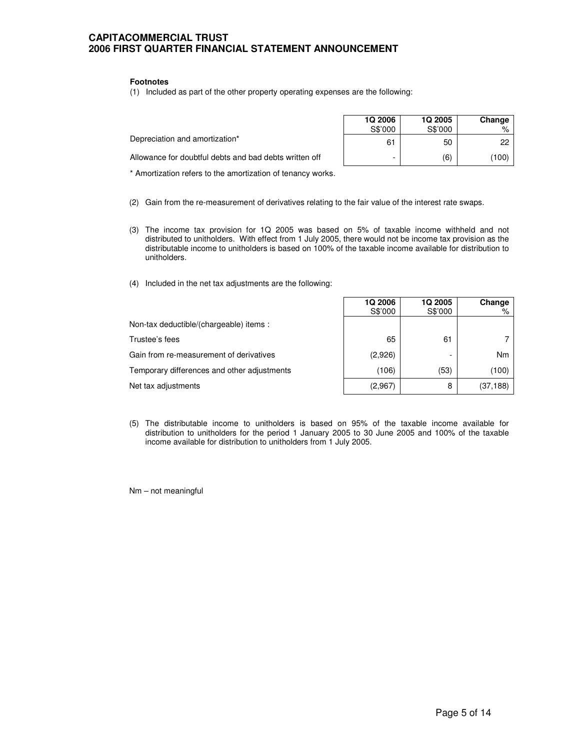**Footnotes**

(1) Included as part of the other property operating expenses are the following:

| | 1Q 2006 S$'000 | 1Q 2005 S$'000 | Change % |
|---|---|---|---|
| Depreciation and amortization* | 61 | 50 | 22 |
| Allowance for doubtful debts and bad debts written off | - | (6) | (100) |

\* Amortization refers to the amortization of tenancy works.

(2) Gain from the re-measurement of derivatives relating to the fair value of the interest rate swaps.

(3) The income tax provision for 1Q 2005 was based on 5% of taxable income withheld and not distributed to unitholders. With effect from 1 July 2005, there would not be income tax provision as the distributable income to unitholders is based on 100% of the taxable income available for distribution to unitholders.

(4) Included in the net tax adjustments are the following:

| | 1Q 2006 S$'000 | 1Q 2005 S$'000 | Change % |
|---|---|---|---|
| Non-tax deductible/(chargeable) items : | | | |
| Trustee's fees | 65 | 61 | 7 |
| Gain from re-measurement of derivatives | (2,926) | - | Nm |
| Temporary differences and other adjustments | (106) | (53) | (100) |
| Net tax adjustments | (2,967) | 8 | (37,188) |

(5) The distributable income to unitholders is based on 95% of the taxable income available for distribution to unitholders for the period 1 January 2005 to 30 June 2005 and 100% of the taxable income available for distribution to unitholders from 1 July 2005.

Nm – not meaningful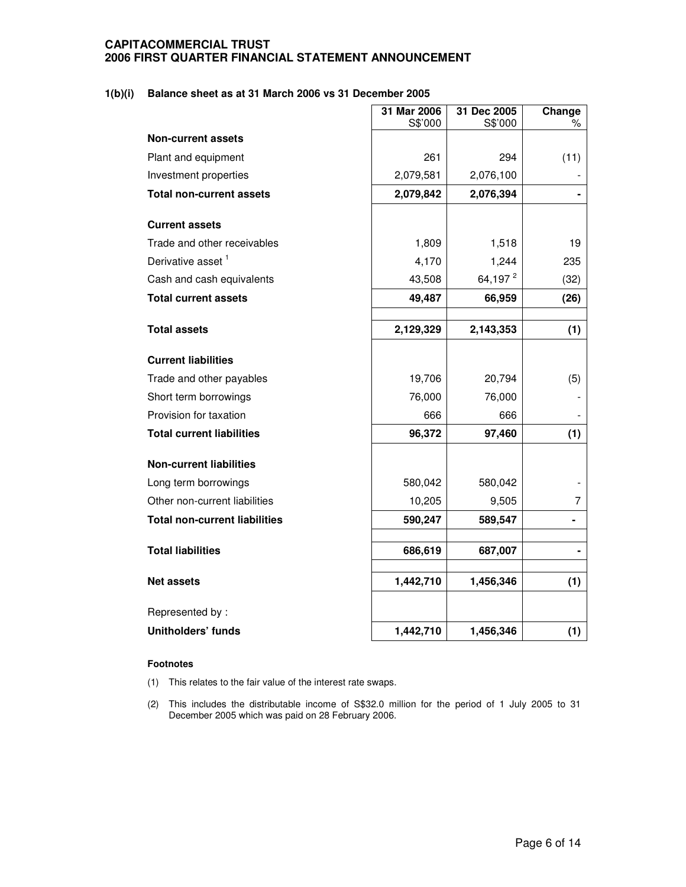**CAPITACOMMERCIAL TRUST**
**2006 FIRST QUARTER FINANCIAL STATEMENT ANNOUNCEMENT**

### 1(b)(i) Balance sheet as at 31 March 2006 vs 31 December 2005

| | 31 Mar 2006 S$'000 | 31 Dec 2005 S$'000 | Change % |
|---|---|---|---|
| **Non-current assets** | | | |
| Plant and equipment | 261 | 294 | (11) |
| Investment properties | 2,079,581 | 2,076,100 | - |
| **Total non-current assets** | **2,079,842** | **2,076,394** | **-** |
| **Current assets** | | | |
| Trade and other receivables | 1,809 | 1,518 | 19 |
| Derivative asset [1] | 4,170 | 1,244 | 235 |
| Cash and cash equivalents | 43,508 | 64,197 [2] | (32) |
| **Total current assets** | **49,487** | **66,959** | **(26)** |
| **Total assets** | **2,129,329** | **2,143,353** | **(1)** |
| **Current liabilities** | | | |
| Trade and other payables | 19,706 | 20,794 | (5) |
| Short term borrowings | 76,000 | 76,000 | - |
| Provision for taxation | 666 | 666 | - |
| **Total current liabilities** | **96,372** | **97,460** | **(1)** |
| **Non-current liabilities** | | | |
| Long term borrowings | 580,042 | 580,042 | - |
| Other non-current liabilities | 10,205 | 9,505 | 7 |
| **Total non-current liabilities** | **590,247** | **589,547** | **-** |
| **Total liabilities** | **686,619** | **687,007** | **-** |
| **Net assets** | **1,442,710** | **1,456,346** | **(1)** |
| Represented by : | | | |
| **Unitholders' funds** | **1,442,710** | **1,456,346** | **(1)** |

**Footnotes**

(1) This relates to the fair value of the interest rate swaps.

(2) This includes the distributable income of S$32.0 million for the period of 1 July 2005 to 31 December 2005 which was paid on 28 February 2006.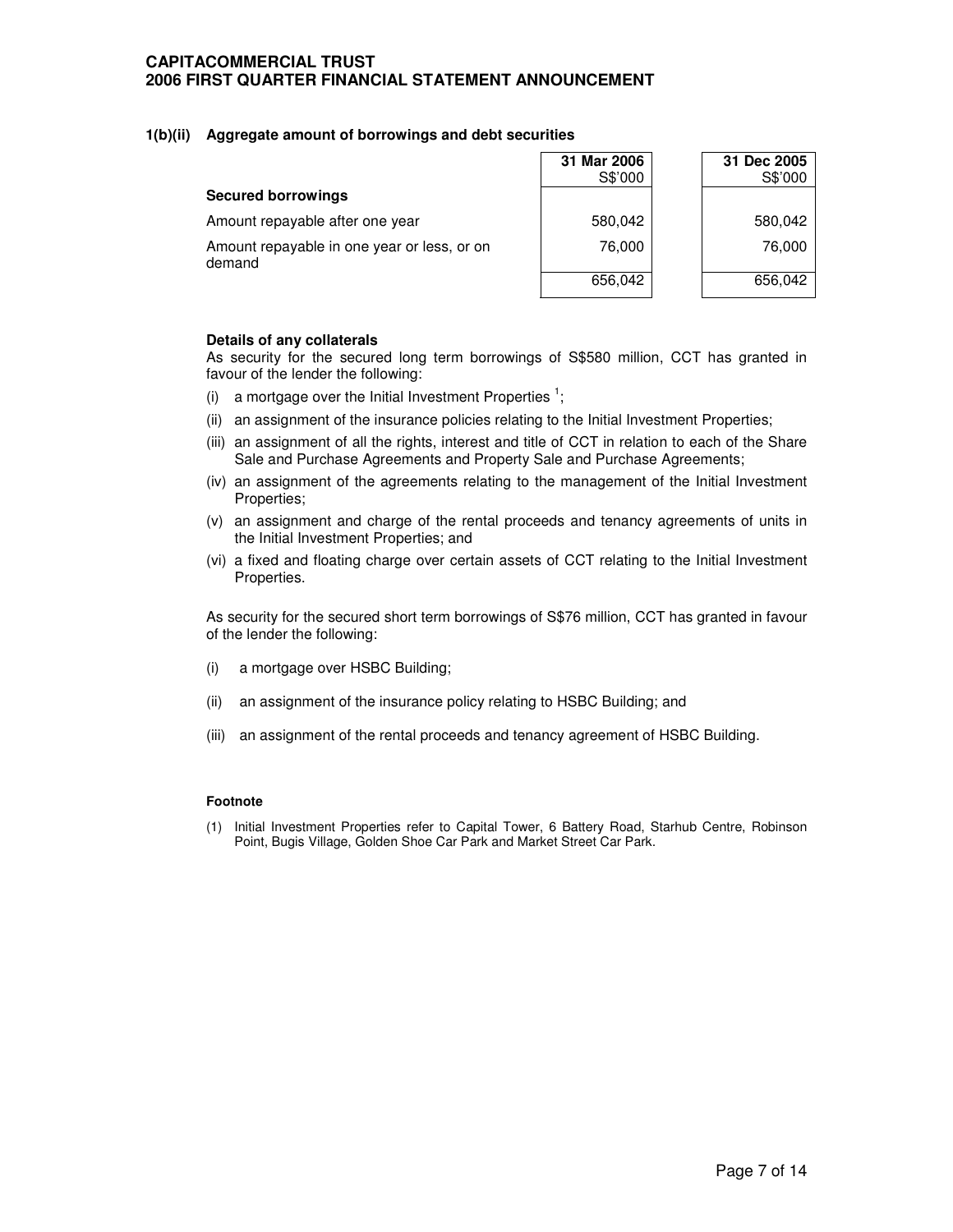### 1(b)(ii) Aggregate amount of borrowings and debt securities

| | 31 Mar 2006 S$'000 | 31 Dec 2005 S$'000 |
|---|---|---|
| **Secured borrowings** | | |
| Amount repayable after one year | 580,042 | 580,042 |
| Amount repayable in one year or less, or on demand | 76,000 | 76,000 |
| | 656,042 | 656,042 |

**Details of any collaterals**

As security for the secured long term borrowings of S$580 million, CCT has granted in favour of the lender the following:

(i) a mortgage over the Initial Investment Properties [1];

(ii) an assignment of the insurance policies relating to the Initial Investment Properties;

(iii) an assignment of all the rights, interest and title of CCT in relation to each of the Share Sale and Purchase Agreements and Property Sale and Purchase Agreements;

(iv) an assignment of the agreements relating to the management of the Initial Investment Properties;

(v) an assignment and charge of the rental proceeds and tenancy agreements of units in the Initial Investment Properties; and

(vi) a fixed and floating charge over certain assets of CCT relating to the Initial Investment Properties.

As security for the secured short term borrowings of S$76 million, CCT has granted in favour of the lender the following:

(i) a mortgage over HSBC Building;

(ii) an assignment of the insurance policy relating to HSBC Building; and

(iii) an assignment of the rental proceeds and tenancy agreement of HSBC Building.

**Footnote**

(1) Initial Investment Properties refer to Capital Tower, 6 Battery Road, Starhub Centre, Robinson Point, Bugis Village, Golden Shoe Car Park and Market Street Car Park.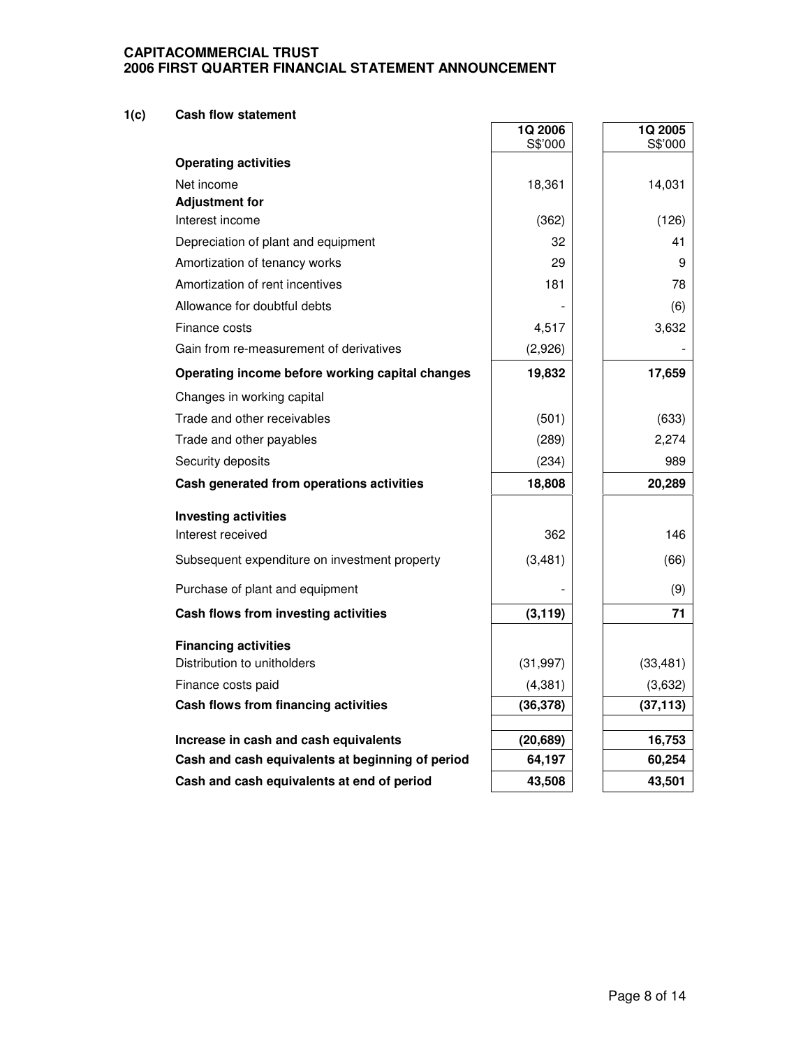**CAPITACOMMERCIAL TRUST**
**2006 FIRST QUARTER FINANCIAL STATEMENT ANNOUNCEMENT**

**1(c) Cash flow statement**

| | 1Q 2006<br>S$'000 | 1Q 2005<br>S$'000 |
|---|---|---|
| **Operating activities** | | |
| Net income | 18,361 | 14,031 |
| **Adjustment for** | | |
| Interest income | (362) | (126) |
| Depreciation of plant and equipment | 32 | 41 |
| Amortization of tenancy works | 29 | 9 |
| Amortization of rent incentives | 181 | 78 |
| Allowance for doubtful debts | - | (6) |
| Finance costs | 4,517 | 3,632 |
| Gain from re-measurement of derivatives | (2,926) | - |
| **Operating income before working capital changes** | **19,832** | **17,659** |
| Changes in working capital | | |
| Trade and other receivables | (501) | (633) |
| Trade and other payables | (289) | 2,274 |
| Security deposits | (234) | 989 |
| **Cash generated from operations activities** | **18,808** | **20,289** |
| **Investing activities** | | |
| Interest received | 362 | 146 |
| Subsequent expenditure on investment property | (3,481) | (66) |
| Purchase of plant and equipment | - | (9) |
| **Cash flows from investing activities** | **(3,119)** | **71** |
| **Financing activities** | | |
| Distribution to unitholders | (31,997) | (33,481) |
| Finance costs paid | (4,381) | (3,632) |
| **Cash flows from financing activities** | **(36,378)** | **(37,113)** |
| **Increase in cash and cash equivalents** | **(20,689)** | **16,753** |
| **Cash and cash equivalents at beginning of period** | **64,197** | **60,254** |
| **Cash and cash equivalents at end of period** | **43,508** | **43,501** |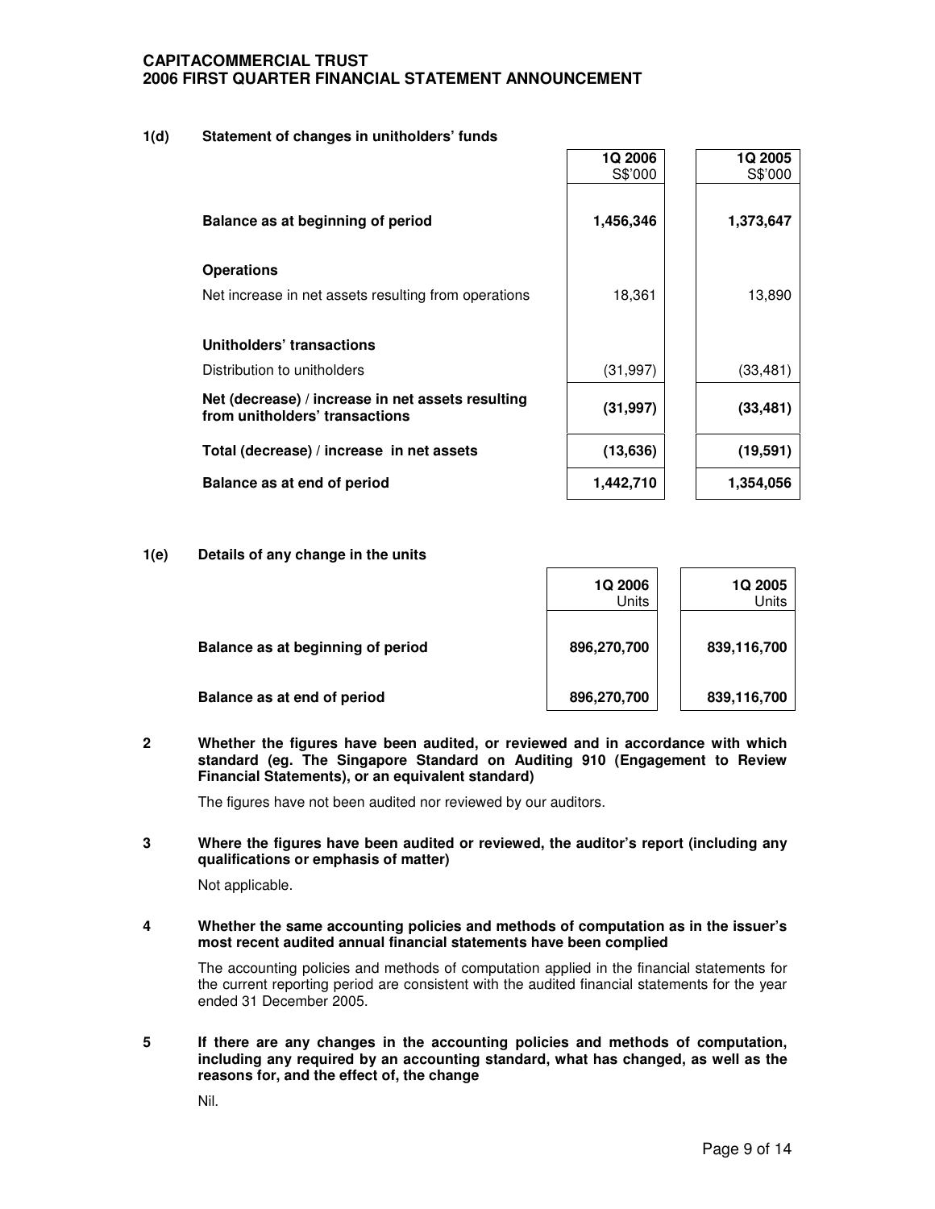### 1(d) Statement of changes in unitholders' funds

| | 1Q 2006 S$'000 | 1Q 2005 S$'000 |
|---|---|---|
| **Balance as at beginning of period** | **1,456,346** | **1,373,647** |
| **Operations** | | |
| Net increase in net assets resulting from operations | 18,361 | 13,890 |
| **Unitholders' transactions** | | |
| Distribution to unitholders | (31,997) | (33,481) |
| **Net (decrease) / increase in net assets resulting from unitholders' transactions** | **(31,997)** | **(33,481)** |
| **Total (decrease) / increase in net assets** | **(13,636)** | **(19,591)** |
| **Balance as at end of period** | **1,442,710** | **1,354,056** |

### 1(e) Details of any change in the units

| | 1Q 2006 Units | 1Q 2005 Units |
|---|---|---|
| **Balance as at beginning of period** | **896,270,700** | **839,116,700** |
| **Balance as at end of period** | **896,270,700** | **839,116,700** |

### 2 Whether the figures have been audited, or reviewed and in accordance with which standard (eg. The Singapore Standard on Auditing 910 (Engagement to Review Financial Statements), or an equivalent standard)

The figures have not been audited nor reviewed by our auditors.

### 3 Where the figures have been audited or reviewed, the auditor's report (including any qualifications or emphasis of matter)

Not applicable.

### 4 Whether the same accounting policies and methods of computation as in the issuer's most recent audited annual financial statements have been complied

The accounting policies and methods of computation applied in the financial statements for the current reporting period are consistent with the audited financial statements for the year ended 31 December 2005.

### 5 If there are any changes in the accounting policies and methods of computation, including any required by an accounting standard, what has changed, as well as the reasons for, and the effect of, the change

Nil.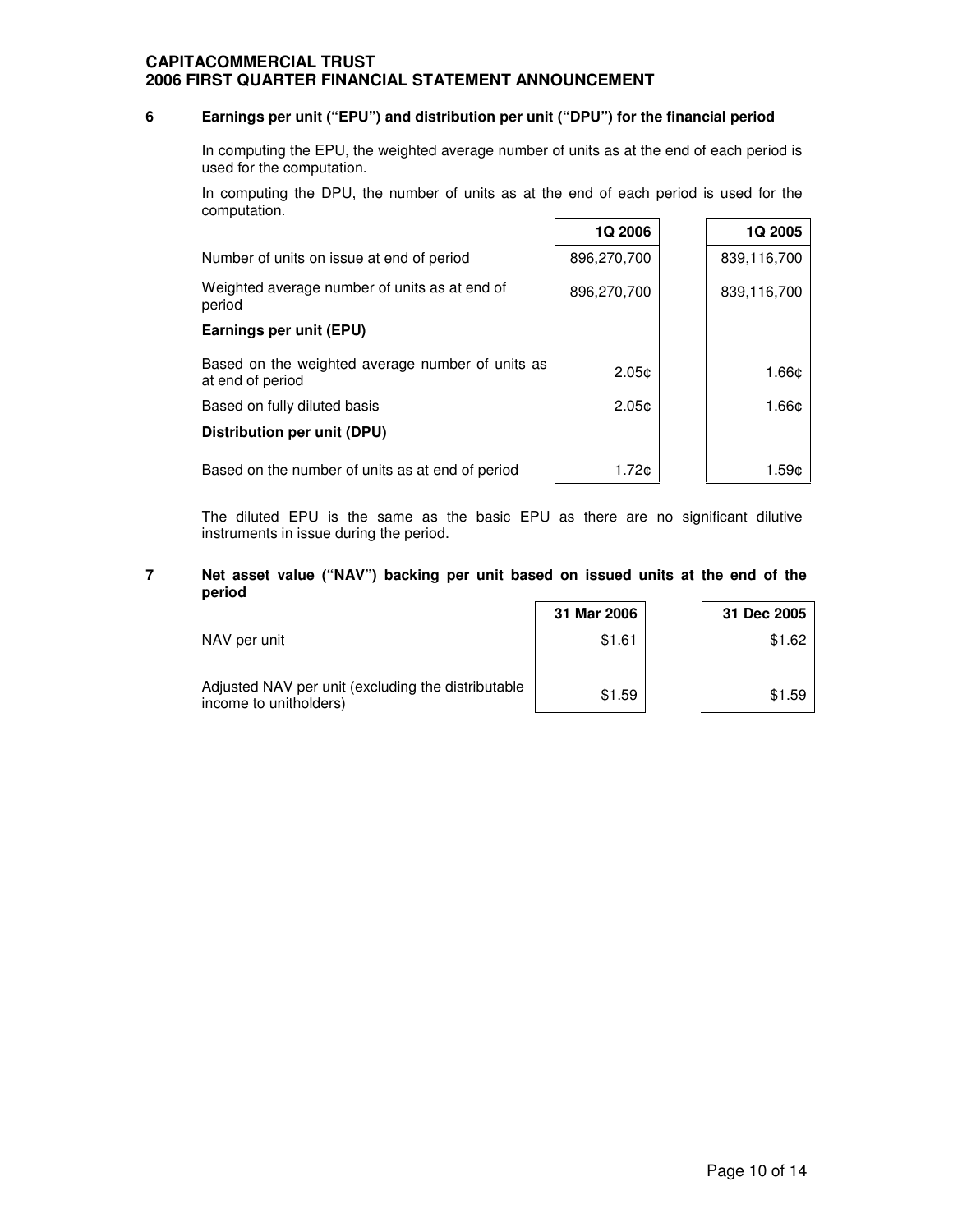## 6 Earnings per unit ("EPU") and distribution per unit ("DPU") for the financial period

In computing the EPU, the weighted average number of units as at the end of each period is used for the computation.

In computing the DPU, the number of units as at the end of each period is used for the computation.

| | 1Q 2006 | 1Q 2005 |
|---|---|---|
| Number of units on issue at end of period | 896,270,700 | 839,116,700 |
| Weighted average number of units as at end of period | 896,270,700 | 839,116,700 |
| **Earnings per unit (EPU)** | | |
| Based on the weighted average number of units as at end of period | 2.05¢ | 1.66¢ |
| Based on fully diluted basis | 2.05¢ | 1.66¢ |
| **Distribution per unit (DPU)** | | |
| Based on the number of units as at end of period | 1.72¢ | 1.59¢ |

The diluted EPU is the same as the basic EPU as there are no significant dilutive instruments in issue during the period.

## 7 Net asset value ("NAV") backing per unit based on issued units at the end of the period

| | 31 Mar 2006 | 31 Dec 2005 |
|---|---|---|
| NAV per unit | \$1.61 | \$1.62 |
| Adjusted NAV per unit (excluding the distributable income to unitholders) | \$1.59 | \$1.59 |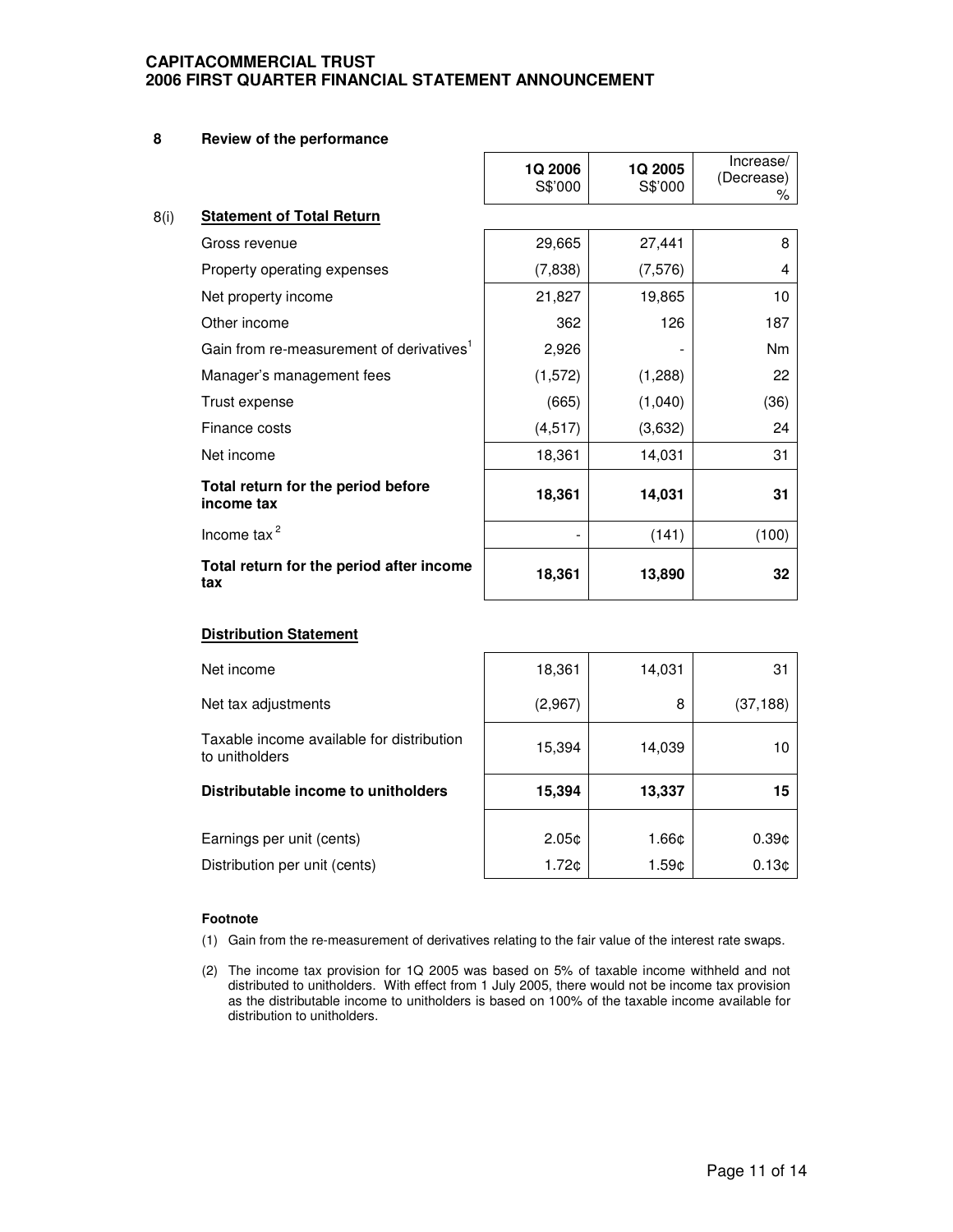## 8 Review of the performance

### 8(i) Statement of Total Return

| | 1Q 2006 S$'000 | 1Q 2005 S$'000 | Increase/ (Decrease) % |
|---|---|---|---|
| Gross revenue | 29,665 | 27,441 | 8 |
| Property operating expenses | (7,838) | (7,576) | 4 |
| Net property income | 21,827 | 19,865 | 10 |
| Other income | 362 | 126 | 187 |
| Gain from re-measurement of derivatives[1] | 2,926 | - | Nm |
| Manager's management fees | (1,572) | (1,288) | 22 |
| Trust expense | (665) | (1,040) | (36) |
| Finance costs | (4,517) | (3,632) | 24 |
| Net income | 18,361 | 14,031 | 31 |
| **Total return for the period before income tax** | **18,361** | **14,031** | **31** |
| Income tax[2] | - | (141) | (100) |
| **Total return for the period after income tax** | **18,361** | **13,890** | **32** |

**Distribution Statement**

| | 1Q 2006 S$'000 | 1Q 2005 S$'000 | Increase/ (Decrease) % |
|---|---|---|---|
| Net income | 18,361 | 14,031 | 31 |
| Net tax adjustments | (2,967) | 8 | (37,188) |
| Taxable income available for distribution to unitholders | 15,394 | 14,039 | 10 |
| **Distributable income to unitholders** | **15,394** | **13,337** | **15** |
| Earnings per unit (cents) | 2.05¢ | 1.66¢ | 0.39¢ |
| Distribution per unit (cents) | 1.72¢ | 1.59¢ | 0.13¢ |

**Footnote**

(1) Gain from the re-measurement of derivatives relating to the fair value of the interest rate swaps.

(2) The income tax provision for 1Q 2005 was based on 5% of taxable income withheld and not distributed to unitholders. With effect from 1 July 2005, there would not be income tax provision as the distributable income to unitholders is based on 100% of the taxable income available for distribution to unitholders.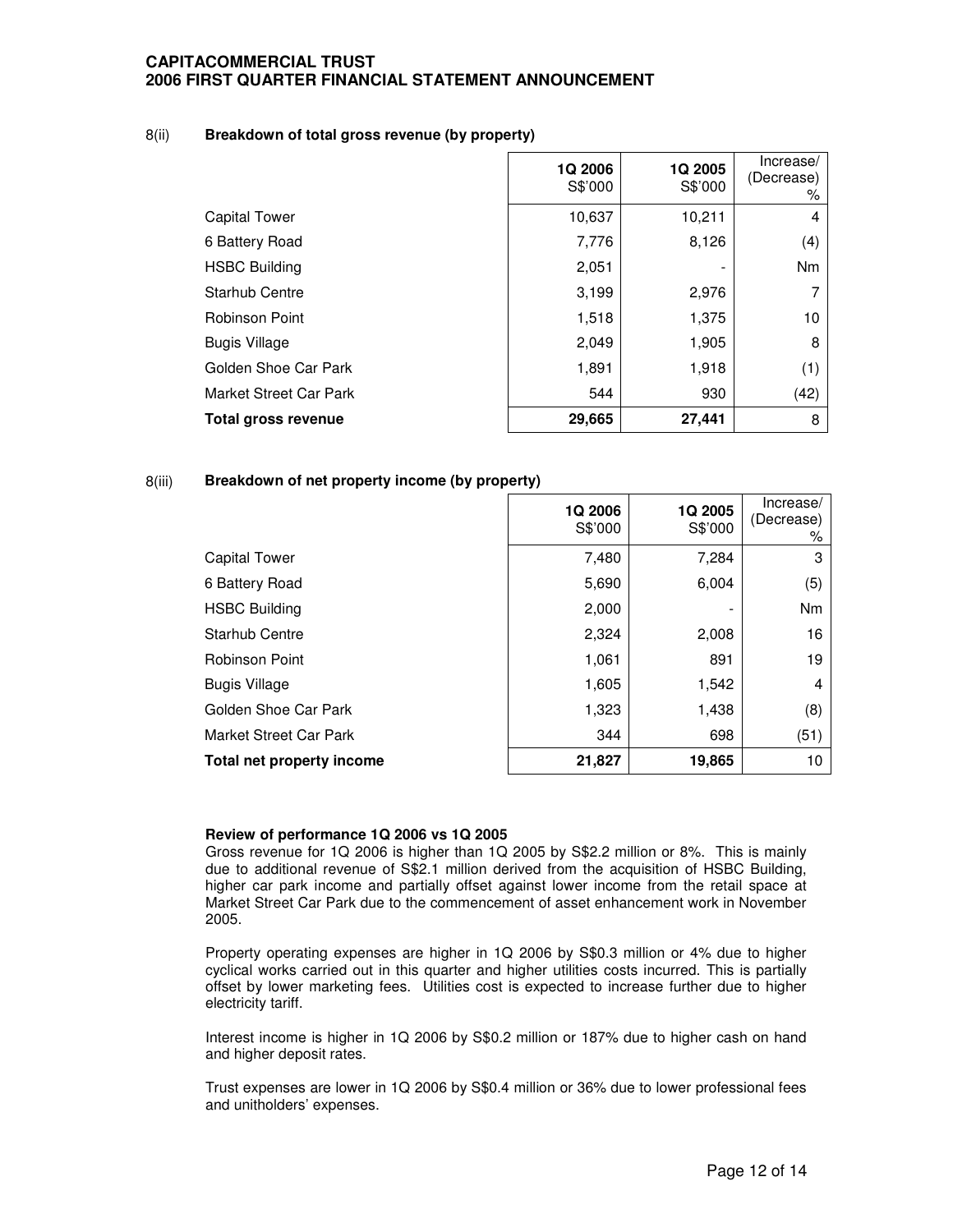8(ii) **Breakdown of total gross revenue (by property)**

| | 1Q 2006 S$'000 | 1Q 2005 S$'000 | Increase/ (Decrease) % |
|---|---|---|---|
| Capital Tower | 10,637 | 10,211 | 4 |
| 6 Battery Road | 7,776 | 8,126 | (4) |
| HSBC Building | 2,051 | - | Nm |
| Starhub Centre | 3,199 | 2,976 | 7 |
| Robinson Point | 1,518 | 1,375 | 10 |
| Bugis Village | 2,049 | 1,905 | 8 |
| Golden Shoe Car Park | 1,891 | 1,918 | (1) |
| Market Street Car Park | 544 | 930 | (42) |
| **Total gross revenue** | **29,665** | **27,441** | 8 |

8(iii) **Breakdown of net property income (by property)**

| | 1Q 2006 S$'000 | 1Q 2005 S$'000 | Increase/ (Decrease) % |
|---|---|---|---|
| Capital Tower | 7,480 | 7,284 | 3 |
| 6 Battery Road | 5,690 | 6,004 | (5) |
| HSBC Building | 2,000 | - | Nm |
| Starhub Centre | 2,324 | 2,008 | 16 |
| Robinson Point | 1,061 | 891 | 19 |
| Bugis Village | 1,605 | 1,542 | 4 |
| Golden Shoe Car Park | 1,323 | 1,438 | (8) |
| Market Street Car Park | 344 | 698 | (51) |
| **Total net property income** | **21,827** | **19,865** | 10 |

**Review of performance 1Q 2006 vs 1Q 2005**

Gross revenue for 1Q 2006 is higher than 1Q 2005 by S$2.2 million or 8%. This is mainly due to additional revenue of S$2.1 million derived from the acquisition of HSBC Building, higher car park income and partially offset against lower income from the retail space at Market Street Car Park due to the commencement of asset enhancement work in November 2005.

Property operating expenses are higher in 1Q 2006 by S$0.3 million or 4% due to higher cyclical works carried out in this quarter and higher utilities costs incurred. This is partially offset by lower marketing fees. Utilities cost is expected to increase further due to higher electricity tariff.

Interest income is higher in 1Q 2006 by S$0.2 million or 187% due to higher cash on hand and higher deposit rates.

Trust expenses are lower in 1Q 2006 by S$0.4 million or 36% due to lower professional fees and unitholders' expenses.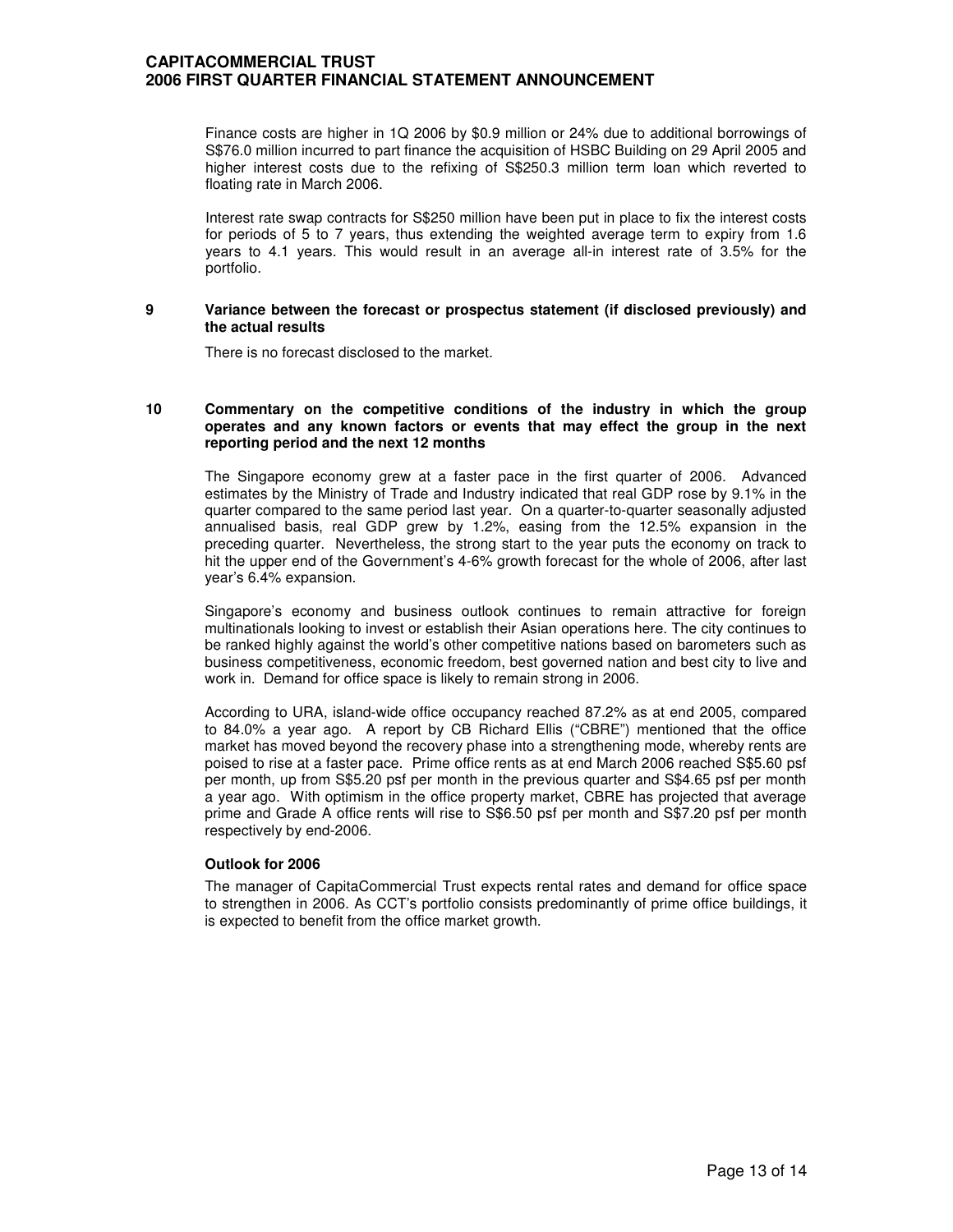Finance costs are higher in 1Q 2006 by $0.9 million or 24% due to additional borrowings of S$76.0 million incurred to part finance the acquisition of HSBC Building on 29 April 2005 and higher interest costs due to the refixing of S$250.3 million term loan which reverted to floating rate in March 2006.

Interest rate swap contracts for S$250 million have been put in place to fix the interest costs for periods of 5 to 7 years, thus extending the weighted average term to expiry from 1.6 years to 4.1 years. This would result in an average all-in interest rate of 3.5% for the portfolio.

## 9 Variance between the forecast or prospectus statement (if disclosed previously) and the actual results

There is no forecast disclosed to the market.

## 10 Commentary on the competitive conditions of the industry in which the group operates and any known factors or events that may effect the group in the next reporting period and the next 12 months

The Singapore economy grew at a faster pace in the first quarter of 2006. Advanced estimates by the Ministry of Trade and Industry indicated that real GDP rose by 9.1% in the quarter compared to the same period last year. On a quarter-to-quarter seasonally adjusted annualised basis, real GDP grew by 1.2%, easing from the 12.5% expansion in the preceding quarter. Nevertheless, the strong start to the year puts the economy on track to hit the upper end of the Government's 4-6% growth forecast for the whole of 2006, after last year's 6.4% expansion.

Singapore's economy and business outlook continues to remain attractive for foreign multinationals looking to invest or establish their Asian operations here. The city continues to be ranked highly against the world's other competitive nations based on barometers such as business competitiveness, economic freedom, best governed nation and best city to live and work in. Demand for office space is likely to remain strong in 2006.

According to URA, island-wide office occupancy reached 87.2% as at end 2005, compared to 84.0% a year ago. A report by CB Richard Ellis ("CBRE") mentioned that the office market has moved beyond the recovery phase into a strengthening mode, whereby rents are poised to rise at a faster pace. Prime office rents as at end March 2006 reached S$5.60 psf per month, up from S$5.20 psf per month in the previous quarter and S$4.65 psf per month a year ago. With optimism in the office property market, CBRE has projected that average prime and Grade A office rents will rise to S$6.50 psf per month and S$7.20 psf per month respectively by end-2006.

**Outlook for 2006**

The manager of CapitaCommercial Trust expects rental rates and demand for office space to strengthen in 2006. As CCT's portfolio consists predominantly of prime office buildings, it is expected to benefit from the office market growth.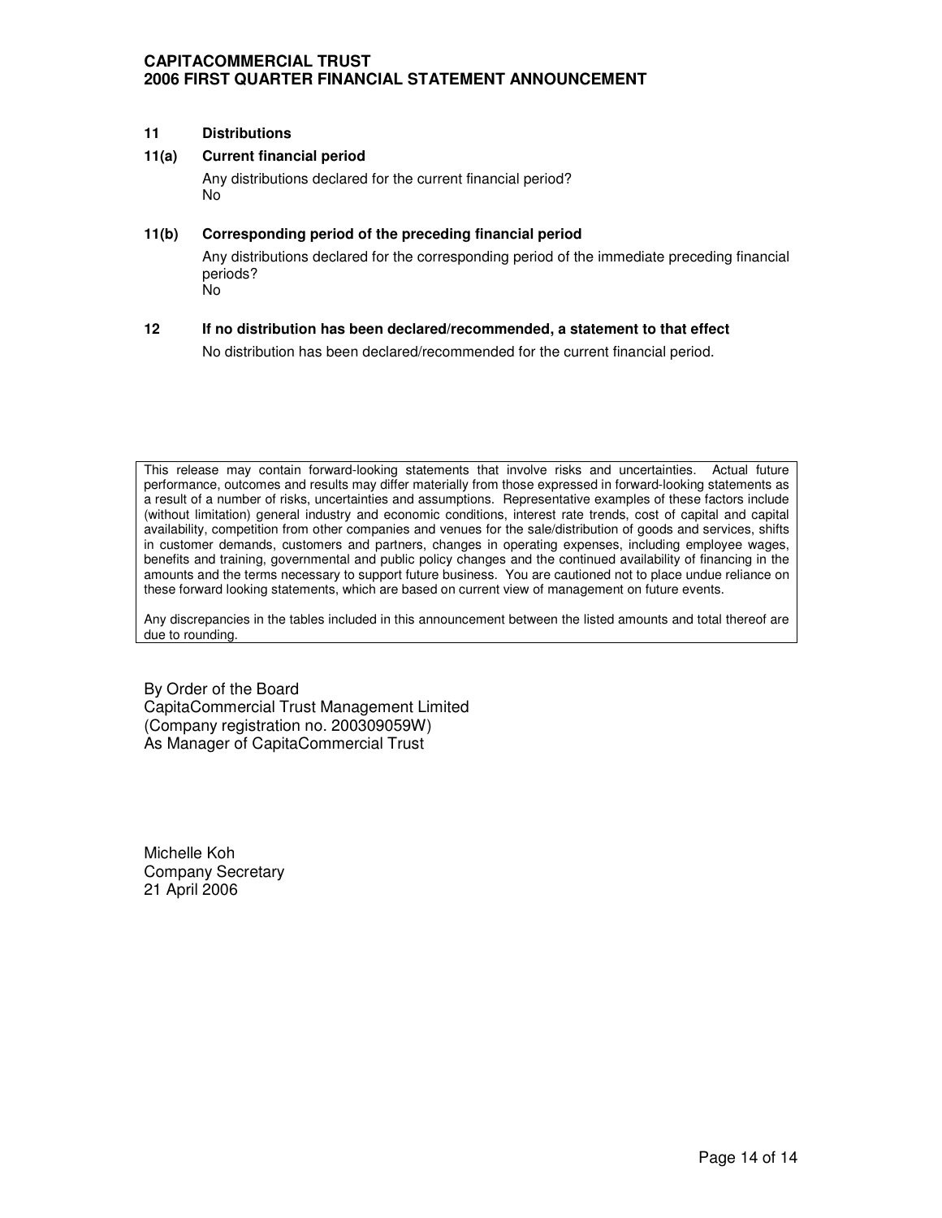## 11 Distributions

### 11(a) Current financial period

Any distributions declared for the current financial period?
No

### 11(b) Corresponding period of the preceding financial period

Any distributions declared for the corresponding period of the immediate preceding financial periods?
No

## 12 If no distribution has been declared/recommended, a statement to that effect

No distribution has been declared/recommended for the current financial period.

This release may contain forward-looking statements that involve risks and uncertainties. Actual future performance, outcomes and results may differ materially from those expressed in forward-looking statements as a result of a number of risks, uncertainties and assumptions. Representative examples of these factors include (without limitation) general industry and economic conditions, interest rate trends, cost of capital and capital availability, competition from other companies and venues for the sale/distribution of goods and services, shifts in customer demands, customers and partners, changes in operating expenses, including employee wages, benefits and training, governmental and public policy changes and the continued availability of financing in the amounts and the terms necessary to support future business. You are cautioned not to place undue reliance on these forward looking statements, which are based on current view of management on future events.

Any discrepancies in the tables included in this announcement between the listed amounts and total thereof are due to rounding.

By Order of the Board
CapitaCommercial Trust Management Limited
(Company registration no. 200309059W)
As Manager of CapitaCommercial Trust

Michelle Koh
Company Secretary
21 April 2006